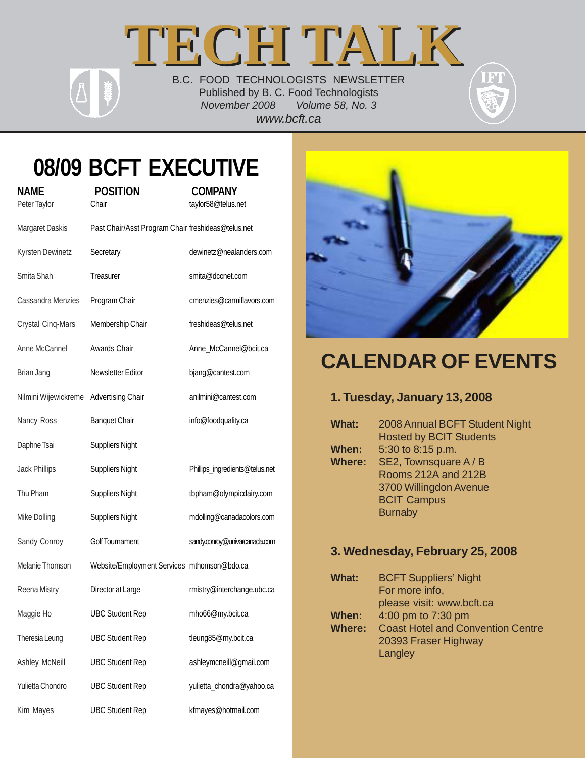# TECH TALK

B.C. FOOD TECHNOLOGISTS NEWSLETTER
Published by B. C. Food Technologists
*November 2008 Volume 58, No. 3*
*www.bcft.ca*

## 08/09 BCFT EXECUTIVE

| NAME | POSITION | COMPANY |
|---|---|---|
| Peter Taylor | Chair | taylor58@telus.net |
| Margaret Daskis | Past Chair/Asst Program Chair | freshideas@telus.net |
| Kyrsten Dewinetz | Secretary | dewinetz@nealanders.com |
| Smita Shah | Treasurer | smita@dccnet.com |
| Cassandra Menzies | Program Chair | cmenzies@carmiflavors.com |
| Crystal Cinq-Mars | Membership Chair | freshideas@telus.net |
| Anne McCannel | Awards Chair | Anne_McCannel@bcit.ca |
| Brian Jang | Newsletter Editor | bjang@cantest.com |
| Nilmini Wijewickreme | Advertising Chair | anilmini@cantest.com |
| Nancy Ross | Banquet Chair | info@foodquality.ca |
| Daphne Tsai | Suppliers Night | |
| Jack Phillips | Suppliers Night | Phillips_ingredients@telus.net |
| Thu Pham | Suppliers Night | tbpham@olympicdairy.com |
| Mike Dolling | Suppliers Night | mdolling@canadacolors.com |
| Sandy Conroy | Golf Tournament | sandy.conroy@univarcanada.com |
| Melanie Thomson | Website/Employment Services | mthomson@bdo.ca |
| Reena Mistry | Director at Large | rmistry@interchange.ubc.ca |
| Maggie Ho | UBC Student Rep | mho66@my.bcit.ca |
| Theresia Leung | UBC Student Rep | tleung85@my.bcit.ca |
| Ashley McNeill | UBC Student Rep | ashleymcneill@gmail.com |
| Yulietta Chondro | UBC Student Rep | yulietta_chondro@yahoo.ca |
| Kim Mayes | UBC Student Rep | kfmayes@hotmail.com |

## CALENDAR OF EVENTS

### 1. Tuesday, January 13, 2008

**What:** 2008 Annual BCFT Student Night
Hosted by BCIT Students

**When:** 5:30 to 8:15 p.m.

**Where:** SE2, Townsquare A / B
Rooms 212A and 212B
3700 Willingdon Avenue
BCIT Campus
Burnaby

### 3. Wednesday, February 25, 2008

**What:** BCFT Suppliers' Night
For more info,
please visit: www.bcft.ca

**When:** 4:00 pm to 7:30 pm

**Where:** Coast Hotel and Convention Centre
20393 Fraser Highway
Langley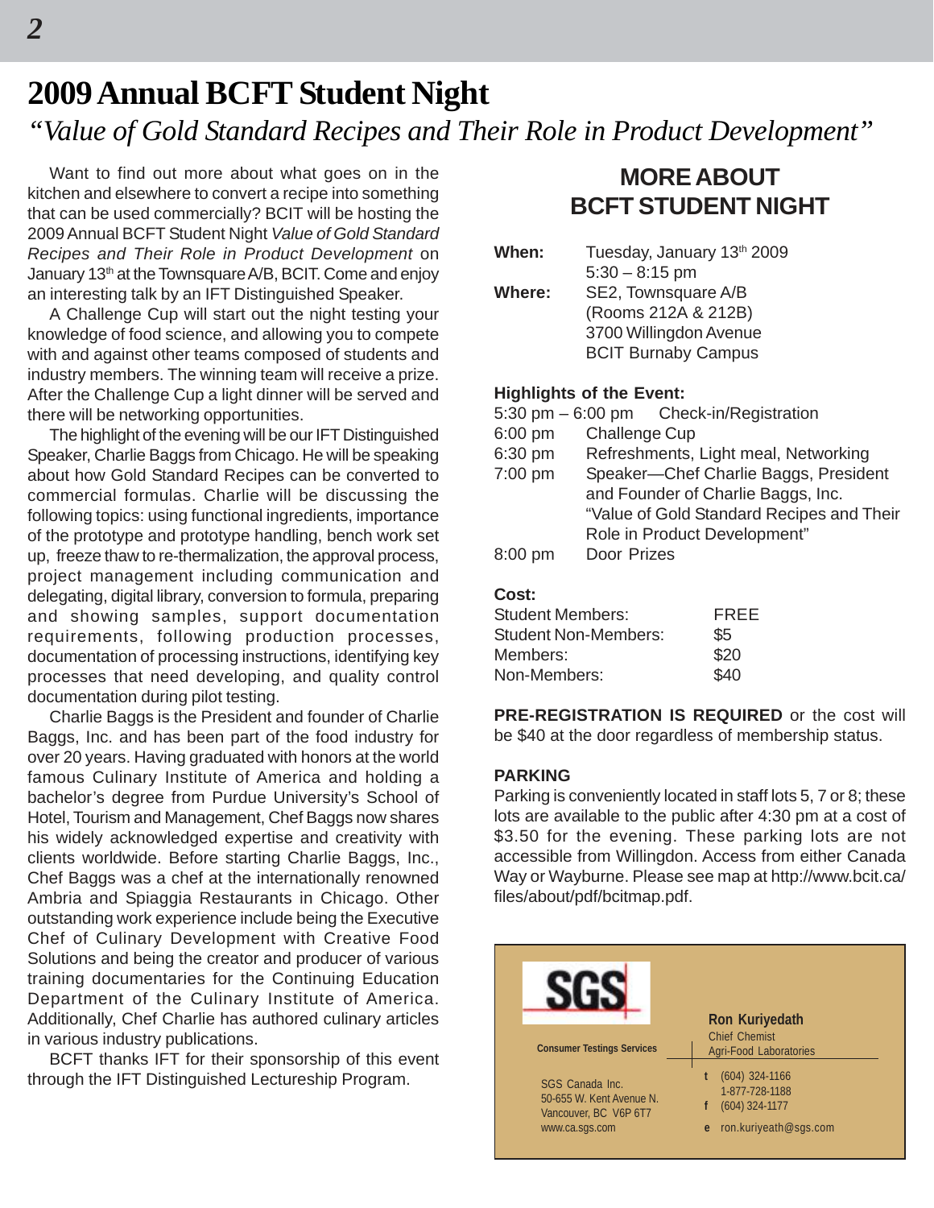# 2009 Annual BCFT Student Night

## *"Value of Gold Standard Recipes and Their Role in Product Development"*

Want to find out more about what goes on in the kitchen and elsewhere to convert a recipe into something that can be used commercially? BCIT will be hosting the 2009 Annual BCFT Student Night *Value of Gold Standard Recipes and Their Role in Product Development* on January 13th at the Townsquare A/B, BCIT. Come and enjoy an interesting talk by an IFT Distinguished Speaker.

A Challenge Cup will start out the night testing your knowledge of food science, and allowing you to compete with and against other teams composed of students and industry members. The winning team will receive a prize. After the Challenge Cup a light dinner will be served and there will be networking opportunities.

The highlight of the evening will be our IFT Distinguished Speaker, Charlie Baggs from Chicago. He will be speaking about how Gold Standard Recipes can be converted to commercial formulas. Charlie will be discussing the following topics: using functional ingredients, importance of the prototype and prototype handling, bench work set up, freeze thaw to re-thermalization, the approval process, project management including communication and delegating, digital library, conversion to formula, preparing and showing samples, support documentation requirements, following production processes, documentation of processing instructions, identifying key processes that need developing, and quality control documentation during pilot testing.

Charlie Baggs is the President and founder of Charlie Baggs, Inc. and has been part of the food industry for over 20 years. Having graduated with honors at the world famous Culinary Institute of America and holding a bachelor's degree from Purdue University's School of Hotel, Tourism and Management, Chef Baggs now shares his widely acknowledged expertise and creativity with clients worldwide. Before starting Charlie Baggs, Inc., Chef Baggs was a chef at the internationally renowned Ambria and Spiaggia Restaurants in Chicago. Other outstanding work experience include being the Executive Chef of Culinary Development with Creative Food Solutions and being the creator and producer of various training documentaries for the Continuing Education Department of the Culinary Institute of America. Additionally, Chef Charlie has authored culinary articles in various industry publications.

BCFT thanks IFT for their sponsorship of this event through the IFT Distinguished Lectureship Program.

## MORE ABOUT BCFT STUDENT NIGHT

**When:** Tuesday, January 13th 2009
5:30 – 8:15 pm

**Where:** SE2, Townsquare A/B
(Rooms 212A & 212B)
3700 Willingdon Avenue
BCIT Burnaby Campus

**Highlights of the Event:**

| | |
|---|---|
| 5:30 pm – 6:00 pm | Check-in/Registration |
| 6:00 pm | Challenge Cup |
| 6:30 pm | Refreshments, Light meal, Networking |
| 7:00 pm | Speaker—Chef Charlie Baggs, President and Founder of Charlie Baggs, Inc. "Value of Gold Standard Recipes and Their Role in Product Development" |
| 8:00 pm | Door Prizes |

**Cost:**

| | |
|---|---|
| Student Members: | FREE |
| Student Non-Members: | $5 |
| Members: | $20 |
| Non-Members: | $40 |

**PRE-REGISTRATION IS REQUIRED** or the cost will be $40 at the door regardless of membership status.

**PARKING**

Parking is conveniently located in staff lots 5, 7 or 8; these lots are available to the public after 4:30 pm at a cost of $3.50 for the evening. These parking lots are not accessible from Willingdon. Access from either Canada Way or Wayburne. Please see map at http://www.bcit.ca/files/about/pdf/bcitmap.pdf.

---

SGS

Consumer Testings Services

SGS Canada Inc.
50-655 W. Kent Avenue N.
Vancouver, BC V6P 6T7
www.ca.sgs.com

**Ron Kuriyedath**
Chief Chemist
Agri-Food Laboratories

t (604) 324-1166
1-877-728-1188
f (604) 324-1177
e ron.kuriyeath@sgs.com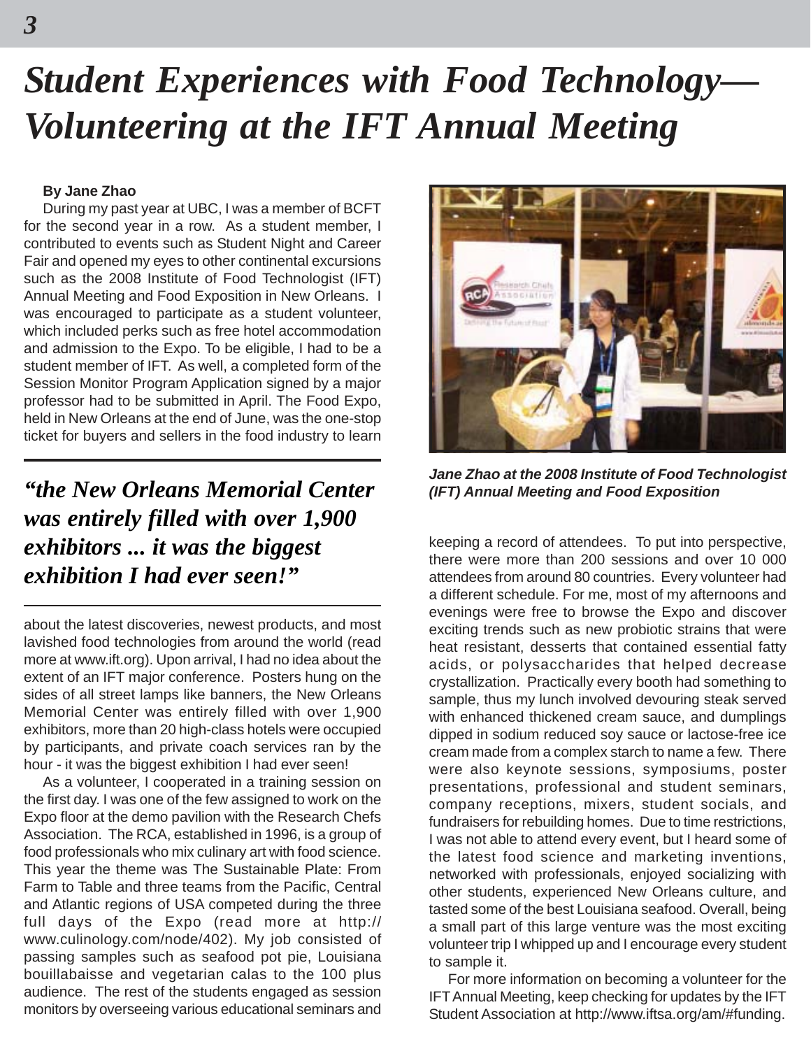// Student Experiences with Food Technology—Volunteering at the IFT Annual Meeting

# Student Experiences with Food Technology—Volunteering at the IFT Annual Meeting

**By Jane Zhao**

During my past year at UBC, I was a member of BCFT for the second year in a row. As a student member, I contributed to events such as Student Night and Career Fair and opened my eyes to other continental excursions such as the 2008 Institute of Food Technologist (IFT) Annual Meeting and Food Exposition in New Orleans. I was encouraged to participate as a student volunteer, which included perks such as free hotel accommodation and admission to the Expo. To be eligible, I had to be a student member of IFT. As well, a completed form of the Session Monitor Program Application signed by a major professor had to be submitted in April. The Food Expo, held in New Orleans at the end of June, was the one-stop ticket for buyers and sellers in the food industry to learn about the latest discoveries, newest products, and most lavished food technologies from around the world (read more at www.ift.org). Upon arrival, I had no idea about the extent of an IFT major conference. Posters hung on the sides of all street lamps like banners, the New Orleans Memorial Center was entirely filled with over 1,900 exhibitors, more than 20 high-class hotels were occupied by participants, and private coach services ran by the hour - it was the biggest exhibition I had ever seen!

> ***"the New Orleans Memorial Center was entirely filled with over 1,900 exhibitors ... it was the biggest exhibition I had ever seen!"***

As a volunteer, I cooperated in a training session on the first day. I was one of the few assigned to work on the Expo floor at the demo pavilion with the Research Chefs Association. The RCA, established in 1996, is a group of food professionals who mix culinary art with food science. This year the theme was The Sustainable Plate: From Farm to Table and three teams from the Pacific, Central and Atlantic regions of USA competed during the three full days of the Expo (read more at http://www.culinology.com/node/402). My job consisted of passing samples such as seafood pot pie, Louisiana bouillabaisse and vegetarian calas to the 100 plus audience. The rest of the students engaged as session monitors by overseeing various educational seminars and keeping a record of attendees. To put into perspective, there were more than 200 sessions and over 10 000 attendees from around 80 countries. Every volunteer had a different schedule. For me, most of my afternoons and evenings were free to browse the Expo and discover exciting trends such as new probiotic strains that were heat resistant, desserts that contained essential fatty acids, or polysaccharides that helped decrease crystallization. Practically every booth had something to sample, thus my lunch involved devouring steak served with enhanced thickened cream sauce, and dumplings dipped in sodium reduced soy sauce or lactose-free ice cream made from a complex starch to name a few. There were also keynote sessions, symposiums, poster presentations, professional and student seminars, company receptions, mixers, student socials, and fundraisers for rebuilding homes. Due to time restrictions, I was not able to attend every event, but I heard some of the latest food science and marketing inventions, networked with professionals, enjoyed socializing with other students, experienced New Orleans culture, and tasted some of the best Louisiana seafood. Overall, being a small part of this large venture was the most exciting volunteer trip I whipped up and I encourage every student to sample it.

*Jane Zhao at the 2008 Institute of Food Technologist (IFT) Annual Meeting and Food Exposition*

For more information on becoming a volunteer for the IFT Annual Meeting, keep checking for updates by the IFT Student Association at http://www.iftsa.org/am/#funding.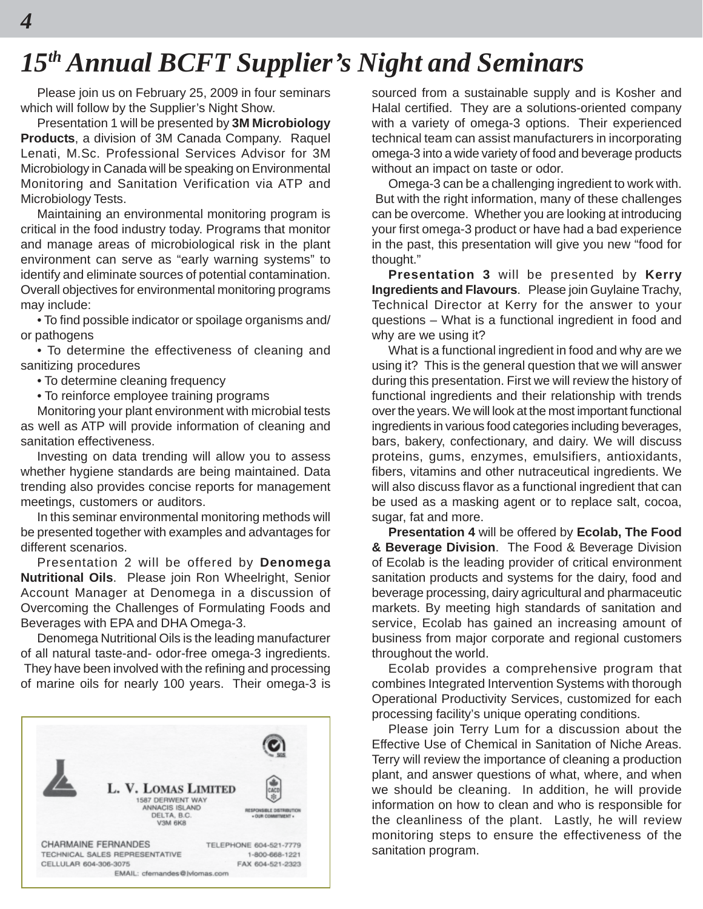# 15th Annual BCFT Supplier's Night and Seminars

Please join us on February 25, 2009 in four seminars which will follow by the Supplier's Night Show.

Presentation 1 will be presented by **3M Microbiology Products**, a division of 3M Canada Company. Raquel Lenati, M.Sc. Professional Services Advisor for 3M Microbiology in Canada will be speaking on Environmental Monitoring and Sanitation Verification via ATP and Microbiology Tests.

Maintaining an environmental monitoring program is critical in the food industry today. Programs that monitor and manage areas of microbiological risk in the plant environment can serve as "early warning systems" to identify and eliminate sources of potential contamination. Overall objectives for environmental monitoring programs may include:

- To find possible indicator or spoilage organisms and/or pathogens
- To determine the effectiveness of cleaning and sanitizing procedures
- To determine cleaning frequency
- To reinforce employee training programs

Monitoring your plant environment with microbial tests as well as ATP will provide information of cleaning and sanitation effectiveness.

Investing on data trending will allow you to assess whether hygiene standards are being maintained. Data trending also provides concise reports for management meetings, customers or auditors.

In this seminar environmental monitoring methods will be presented together with examples and advantages for different scenarios.

Presentation 2 will be offered by **Denomega Nutritional Oils**. Please join Ron Wheelright, Senior Account Manager at Denomega in a discussion of Overcoming the Challenges of Formulating Foods and Beverages with EPA and DHA Omega-3.

Denomega Nutritional Oils is the leading manufacturer of all natural taste-and- odor-free omega-3 ingredients. They have been involved with the refining and processing of marine oils for nearly 100 years. Their omega-3 is sourced from a sustainable supply and is Kosher and Halal certified. They are a solutions-oriented company with a variety of omega-3 options. Their experienced technical team can assist manufacturers in incorporating omega-3 into a wide variety of food and beverage products without an impact on taste or odor.

Omega-3 can be a challenging ingredient to work with. But with the right information, many of these challenges can be overcome. Whether you are looking at introducing your first omega-3 product or have had a bad experience in the past, this presentation will give you new "food for thought."

**Presentation 3** will be presented by **Kerry Ingredients and Flavours**. Please join Guylaine Trachy, Technical Director at Kerry for the answer to your questions – What is a functional ingredient in food and why are we using it?

What is a functional ingredient in food and why are we using it? This is the general question that we will answer during this presentation. First we will review the history of functional ingredients and their relationship with trends over the years. We will look at the most important functional ingredients in various food categories including beverages, bars, bakery, confectionary, and dairy. We will discuss proteins, gums, enzymes, emulsifiers, antioxidants, fibers, vitamins and other nutraceutical ingredients. We will also discuss flavor as a functional ingredient that can be used as a masking agent or to replace salt, cocoa, sugar, fat and more.

**Presentation 4** will be offered by **Ecolab, The Food & Beverage Division**. The Food & Beverage Division of Ecolab is the leading provider of critical environment sanitation products and systems for the dairy, food and beverage processing, dairy agricultural and pharmaceutic markets. By meeting high standards of sanitation and service, Ecolab has gained an increasing amount of business from major corporate and regional customers throughout the world.

Ecolab provides a comprehensive program that combines Integrated Intervention Systems with thorough Operational Productivity Services, customized for each processing facility's unique operating conditions.

Please join Terry Lum for a discussion about the Effective Use of Chemical in Sanitation of Niche Areas. Terry will review the importance of cleaning a production plant, and answer questions of what, where, and when we should be cleaning. In addition, he will provide information on how to clean and who is responsible for the cleanliness of the plant. Lastly, he will review monitoring steps to ensure the effectiveness of the sanitation program.

**L. V. LOMAS LIMITED**
1587 DERWENT WAY
ANNACIS ISLAND
DELTA, B.C.
V3M 6K8

RESPONSIBLE DISTRIBUTION • OUR COMMITMENT •

CHARMAINE FERNANDES
TECHNICAL SALES REPRESENTATIVE
CELLULAR 604-306-3075

TELEPHONE 604-521-7779
1-800-668-1221
FAX 604-521-2323

EMAIL: cfernandes@lvlomas.com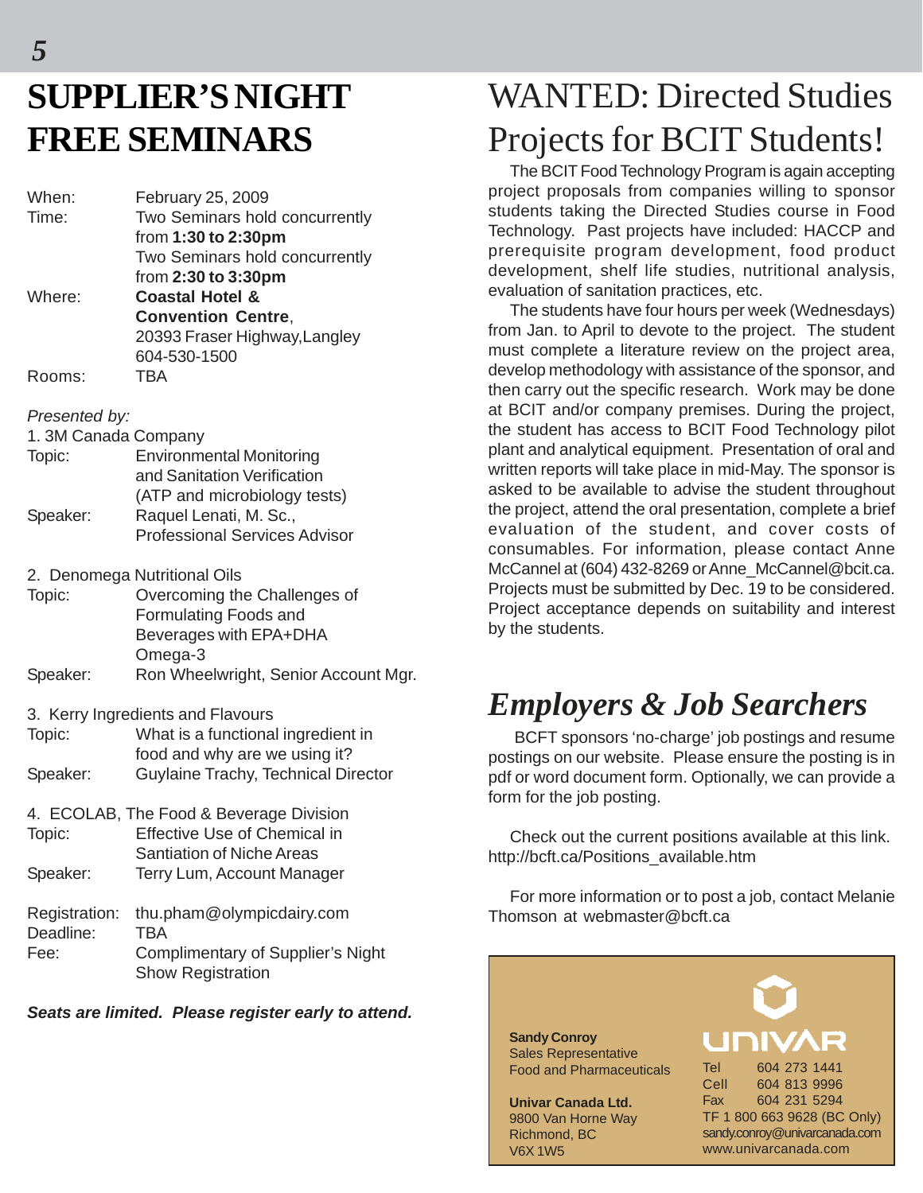# SUPPLIER'S NIGHT FREE SEMINARS

When: February 25, 2009

Time: Two Seminars hold concurrently from **1:30 to 2:30pm**
Two Seminars hold concurrently from **2:30 to 3:30pm**

Where: **Coastal Hotel & Convention Centre**, 20393 Fraser Highway,Langley 604-530-1500

Rooms: TBA

*Presented by:*

1. 3M Canada Company

Topic: Environmental Monitoring and Sanitation Verification (ATP and microbiology tests)

Speaker: Raquel Lenati, M. Sc., Professional Services Advisor

2. Denomega Nutritional Oils

Topic: Overcoming the Challenges of Formulating Foods and Beverages with EPA+DHA Omega-3

Speaker: Ron Wheelwright, Senior Account Mgr.

3. Kerry Ingredients and Flavours

Topic: What is a functional ingredient in food and why are we using it?

Speaker: Guylaine Trachy, Technical Director

4. ECOLAB, The Food & Beverage Division

Topic: Effective Use of Chemical in Santiation of Niche Areas

Speaker: Terry Lum, Account Manager

Registration: thu.pham@olympicdairy.com

Deadline: TBA

Fee: Complimentary of Supplier's Night Show Registration

***Seats are limited. Please register early to attend.***

# WANTED: Directed Studies Projects for BCIT Students!

The BCIT Food Technology Program is again accepting project proposals from companies willing to sponsor students taking the Directed Studies course in Food Technology. Past projects have included: HACCP and prerequisite program development, food product development, shelf life studies, nutritional analysis, evaluation of sanitation practices, etc.

The students have four hours per week (Wednesdays) from Jan. to April to devote to the project. The student must complete a literature review on the project area, develop methodology with assistance of the sponsor, and then carry out the specific research. Work may be done at BCIT and/or company premises. During the project, the student has access to BCIT Food Technology pilot plant and analytical equipment. Presentation of oral and written reports will take place in mid-May. The sponsor is asked to be available to advise the student throughout the project, attend the oral presentation, complete a brief evaluation of the student, and cover costs of consumables. For information, please contact Anne McCannel at (604) 432-8269 or Anne_McCannel@bcit.ca. Projects must be submitted by Dec. 19 to be considered. Project acceptance depends on suitability and interest by the students.

# *Employers & Job Searchers*

BCFT sponsors 'no-charge' job postings and resume postings on our website. Please ensure the posting is in pdf or word document form. Optionally, we can provide a form for the job posting.

Check out the current positions available at this link. http://bcft.ca/Positions_available.htm

For more information or to post a job, contact Melanie Thomson at webmaster@bcft.ca

**Sandy Conroy**
Sales Representative
Food and Pharmaceuticals

**Univar Canada Ltd.**
9800 Van Horne Way
Richmond, BC
V6X 1W5

UNIVAR

Tel 604 273 1441
Cell 604 813 9996
Fax 604 231 5294
TF 1 800 663 9628 (BC Only)
sandy.conroy@univarcanada.com
www.univarcanada.com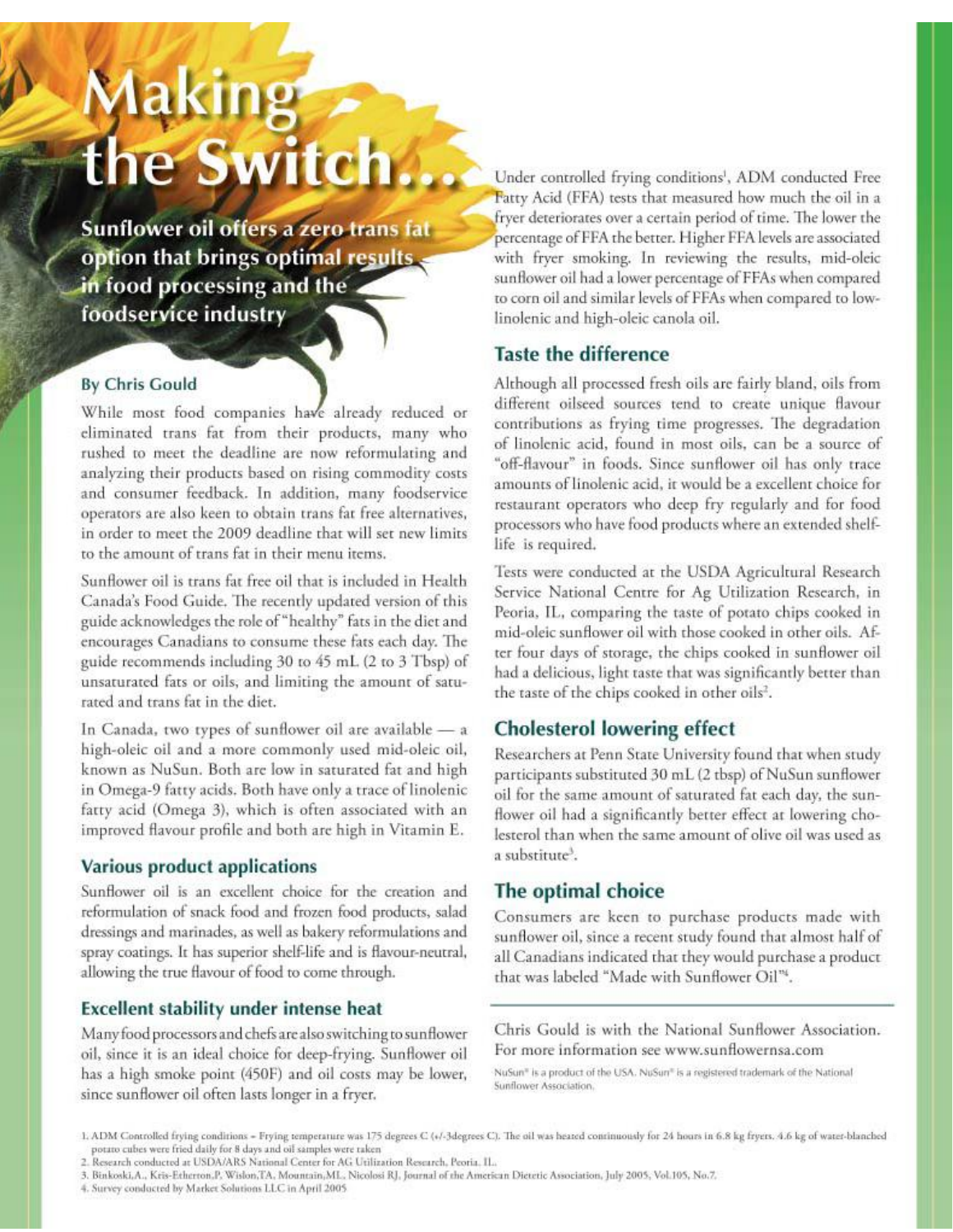# Making the Switch...

**Sunflower oil offers a zero trans fat option that brings optimal results in food processing and the foodservice industry**

### By Chris Gould

While most food companies have already reduced or eliminated trans fat from their products, many who rushed to meet the deadline are now reformulating and analyzing their products based on rising commodity costs and consumer feedback. In addition, many foodservice operators are also keen to obtain trans fat free alternatives, in order to meet the 2009 deadline that will set new limits to the amount of trans fat in their menu items.

Sunflower oil is trans fat free oil that is included in Health Canada's Food Guide. The recently updated version of this guide acknowledges the role of "healthy" fats in the diet and encourages Canadians to consume these fats each day. The guide recommends including 30 to 45 mL (2 to 3 Tbsp) of unsaturated fats or oils, and limiting the amount of saturated and trans fat in the diet.

In Canada, two types of sunflower oil are available — a high-oleic oil and a more commonly used mid-oleic oil, known as NuSun. Both are low in saturated fat and high in Omega-9 fatty acids. Both have only a trace of linolenic fatty acid (Omega 3), which is often associated with an improved flavour profile and both are high in Vitamin E.

## Various product applications

Sunflower oil is an excellent choice for the creation and reformulation of snack food and frozen food products, salad dressings and marinades, as well as bakery reformulations and spray coatings. It has superior shelf-life and is flavour-neutral, allowing the true flavour of food to come through.

## Excellent stability under intense heat

Many food processors and chefs are also switching to sunflower oil, since it is an ideal choice for deep-frying. Sunflower oil has a high smoke point (450F) and oil costs may be lower, since sunflower oil often lasts longer in a fryer.

Under controlled frying conditions[1], ADM conducted Free Fatty Acid (FFA) tests that measured how much the oil in a fryer deteriorates over a certain period of time. The lower the percentage of FFA the better. Higher FFA levels are associated with fryer smoking. In reviewing the results, mid-oleic sunflower oil had a lower percentage of FFAs when compared to corn oil and similar levels of FFAs when compared to low-linolenic and high-oleic canola oil.

## Taste the difference

Although all processed fresh oils are fairly bland, oils from different oilseed sources tend to create unique flavour contributions as frying time progresses. The degradation of linolenic acid, found in most oils, can be a source of "off-flavour" in foods. Since sunflower oil has only trace amounts of linolenic acid, it would be a excellent choice for restaurant operators who deep fry regularly and for food processors who have food products where an extended shelf-life is required.

Tests were conducted at the USDA Agricultural Research Service National Centre for Ag Utilization Research, in Peoria, IL, comparing the taste of potato chips cooked in mid-oleic sunflower oil with those cooked in other oils. After four days of storage, the chips cooked in sunflower oil had a delicious, light taste that was significantly better than the taste of the chips cooked in other oils[2].

## Cholesterol lowering effect

Researchers at Penn State University found that when study participants substituted 30 mL (2 tbsp) of NuSun sunflower oil for the same amount of saturated fat each day, the sunflower oil had a significantly better effect at lowering cholesterol than when the same amount of olive oil was used as a substitute[3].

## The optimal choice

Consumers are keen to purchase products made with sunflower oil, since a recent study found that almost half of all Canadians indicated that they would purchase a product that was labeled "Made with Sunflower Oil"[4].

---

Chris Gould is with the National Sunflower Association. For more information see www.sunflowernsa.com

NuSun® is a product of the USA. NuSun® is a registered trademark of the National Sunflower Association.

1. ADM Controlled frying conditions – Frying temperature was 175 degrees C (+/-3degrees C). The oil was heated continuously for 24 hours in 6.8 kg fryers. 4.6 kg of water-blanched potato cubes were fried daily for 8 days and oil samples were taken
2. Research conducted at USDA/ARS National Center for AG Utilization Research, Peoria, IL.
3. Binkoski,A., Kris-Etherton,P, Wilson,TA, Mountain,ML, Nicolosi RJ, Journal of the American Dietetic Association, July 2005, Vol.105, No.7.
4. Survey conducted by Market Solutions LLC in April 2005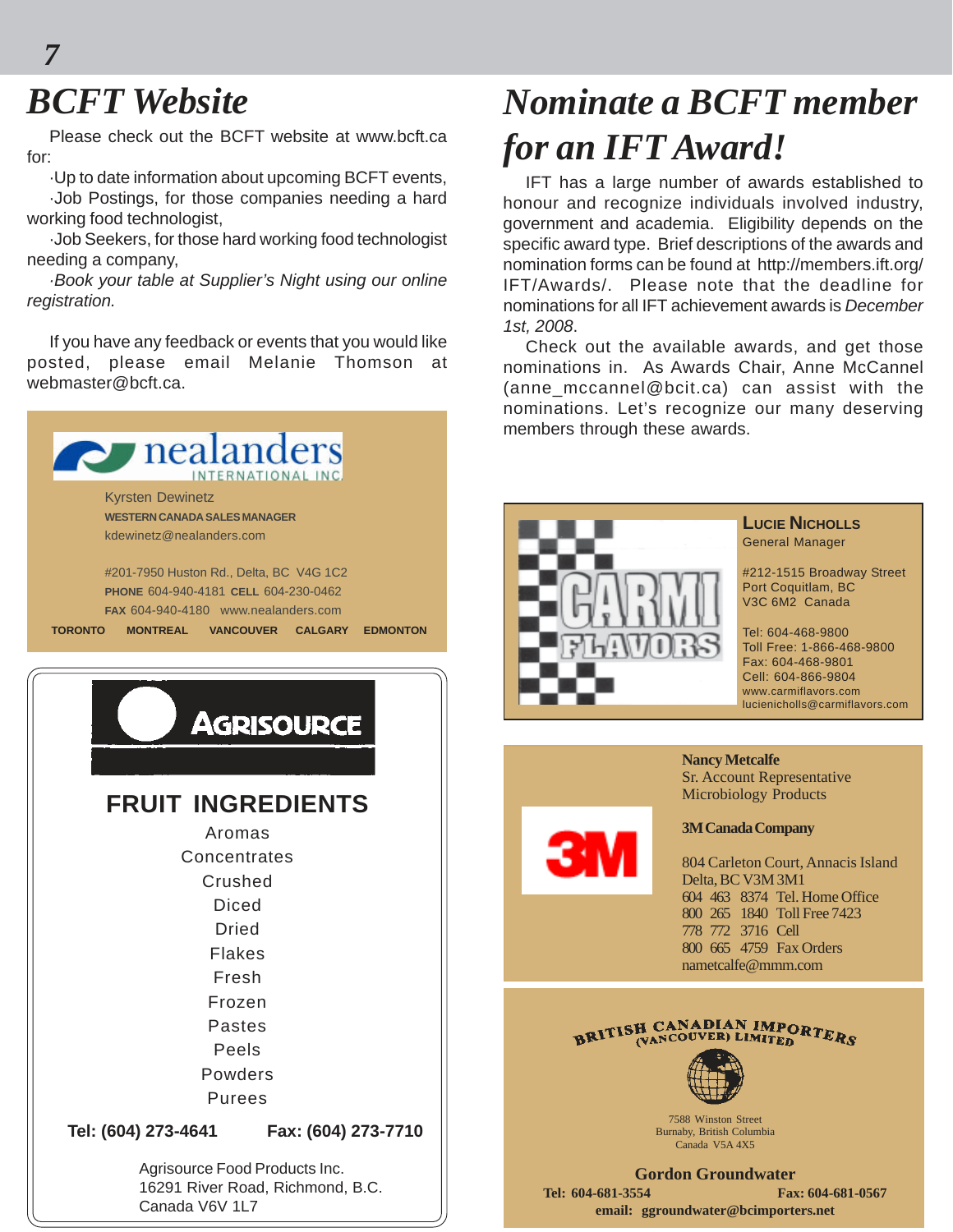# BCFT Website

Please check out the BCFT website at www.bcft.ca for:

·Up to date information about upcoming BCFT events,

·Job Postings, for those companies needing a hard working food technologist,

·Job Seekers, for those hard working food technologist needing a company,

*·Book your table at Supplier's Night using our online registration.*

If you have any feedback or events that you would like posted, please email Melanie Thomson at webmaster@bcft.ca.

nealanders INTERNATIONAL INC.

Kyrsten Dewinetz
**WESTERN CANADA SALES MANAGER**
kdewinetz@nealanders.com

#201-7950 Huston Rd., Delta, BC V4G 1C2
**PHONE** 604-940-4181 **CELL** 604-230-0462
**FAX** 604-940-4180 www.nealanders.com

**TORONTO MONTREAL VANCOUVER CALGARY EDMONTON**

AGRISOURCE

**FRUIT INGREDIENTS**

Aromas
Concentrates
Crushed
Diced
Dried
Flakes
Fresh
Frozen
Pastes
Peels
Powders
Purees

**Tel: (604) 273-4641 Fax: (604) 273-7710**

Agrisource Food Products Inc.
16291 River Road, Richmond, B.C.
Canada V6V 1L7

# Nominate a BCFT member for an IFT Award!

IFT has a large number of awards established to honour and recognize individuals involved industry, government and academia. Eligibility depends on the specific award type. Brief descriptions of the awards and nomination forms can be found at http://members.ift.org/IFT/Awards/. Please note that the deadline for nominations for all IFT achievement awards is *December 1st, 2008*.

Check out the available awards, and get those nominations in. As Awards Chair, Anne McCannel (anne_mccannel@bcit.ca) can assist with the nominations. Let's recognize our many deserving members through these awards.

CARMI FLAVORS

**LUCIE NICHOLLS**
General Manager

#212-1515 Broadway Street
Port Coquitlam, BC
V3C 6M2 Canada

Tel: 604-468-9800
Toll Free: 1-866-468-9800
Fax: 604-468-9801
Cell: 604-866-9804
www.carmiflavors.com
lucienicholls@carmiflavors.com

3M

**Nancy Metcalfe**
Sr. Account Representative
Microbiology Products

**3M Canada Company**

804 Carleton Court, Annacis Island
Delta, BC V3M 3M1
604 463 8374 Tel. Home Office
800 265 1840 Toll Free 7423
778 772 3716 Cell
800 665 4759 Fax Orders
nametcalfe@mmm.com

BRITISH CANADIAN IMPORTERS (VANCOUVER) LIMITED

7588 Winston Street
Burnaby, British Columbia
Canada V5A 4X5

**Gordon Groundwater**
**Tel: 604-681-3554 Fax: 604-681-0567**
**email: ggroundwater@bcimporters.net**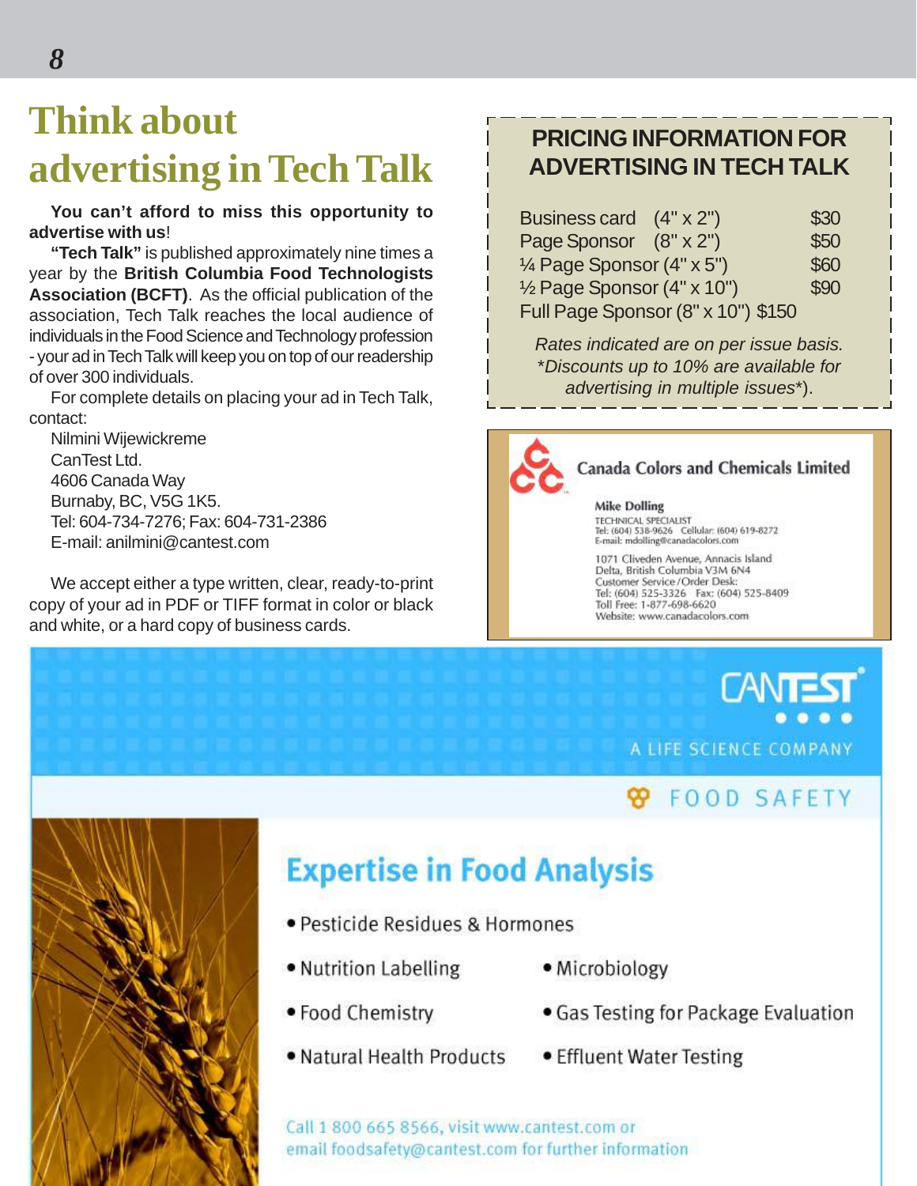# Think about advertising in Tech Talk

**You can't afford to miss this opportunity to advertise with us**!

**"Tech Talk"** is published approximately nine times a year by the **British Columbia Food Technologists Association (BCFT)**. As the official publication of the association, Tech Talk reaches the local audience of individuals in the Food Science and Technology profession - your ad in Tech Talk will keep you on top of our readership of over 300 individuals.

For complete details on placing your ad in Tech Talk, contact:

Nilmini Wijewickreme
CanTest Ltd.
4606 Canada Way
Burnaby, BC, V5G 1K5.
Tel: 604-734-7276; Fax: 604-731-2386
E-mail: anilmini@cantest.com

We accept either a type written, clear, ready-to-print copy of your ad in PDF or TIFF format in color or black and white, or a hard copy of business cards.

## PRICING INFORMATION FOR ADVERTISING IN TECH TALK

| | | |
|---|---|---|
| Business card | (4" x 2") | $30 |
| Page Sponsor | (8" x 2") | $50 |
| ¼ Page Sponsor | (4" x 5") | $60 |
| ½ Page Sponsor | (4" x 10") | $90 |
| Full Page Sponsor | (8" x 10") | $150 |

*Rates indicated are on per issue basis. \*Discounts up to 10% are available for advertising in multiple issues\*).*

**Canada Colors and Chemicals Limited**

**Mike Dolling**
TECHNICAL SPECIALIST
Tel: (604) 538-9626 Cellular: (604) 619-8272
E-mail: mdolling@canadacolors.com

1071 Cliveden Avenue, Annacis Island
Delta, British Columbia V3M 6N4
Customer Service/Order Desk:
Tel: (604) 525-3326 Fax: (604) 525-8409
Toll Free: 1-877-698-6620
Website: www.canadacolors.com

CANTEST
A LIFE SCIENCE COMPANY
FOOD SAFETY

## Expertise in Food Analysis

- Pesticide Residues & Hormones
- Nutrition Labelling
- Microbiology
- Food Chemistry
- Gas Testing for Package Evaluation
- Natural Health Products
- Effluent Water Testing

Call 1 800 665 8566, visit www.cantest.com or email foodsafety@cantest.com for further information